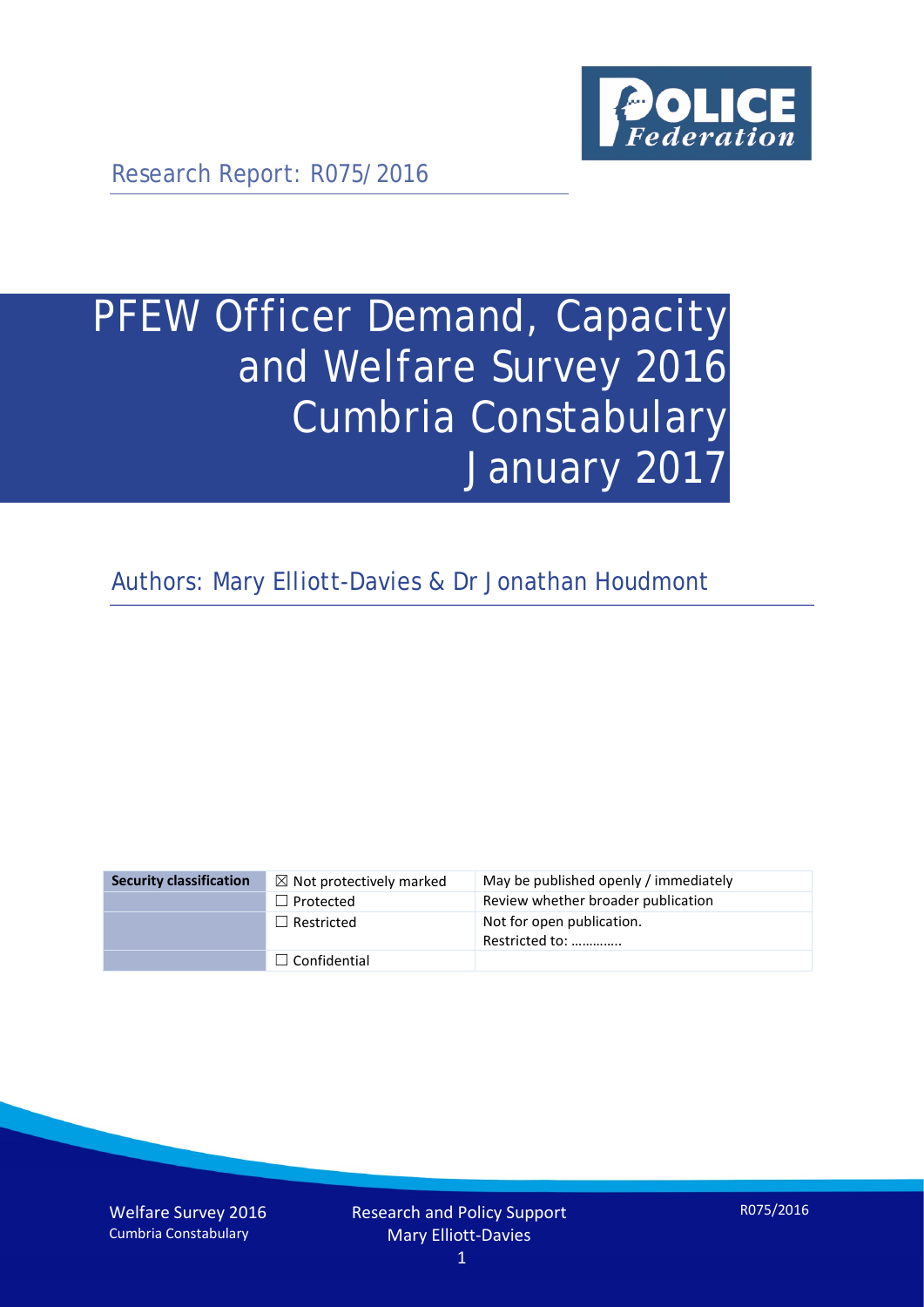Research Report: R075/2016

# PFEW Officer Demand, Capacity and Welfare Survey 2016 Cumbria Constabulary January 2017

Authors: Mary Elliott-Davies & Dr Jonathan Houdmont

| Security classification | ☒ Not protectively marked | May be published openly / immediately |
| --- | --- | --- |
| | ☐ Protected | Review whether broader publication |
| | ☐ Restricted | Not for open publication. Restricted to: ………….. |
| | ☐ Confidential | |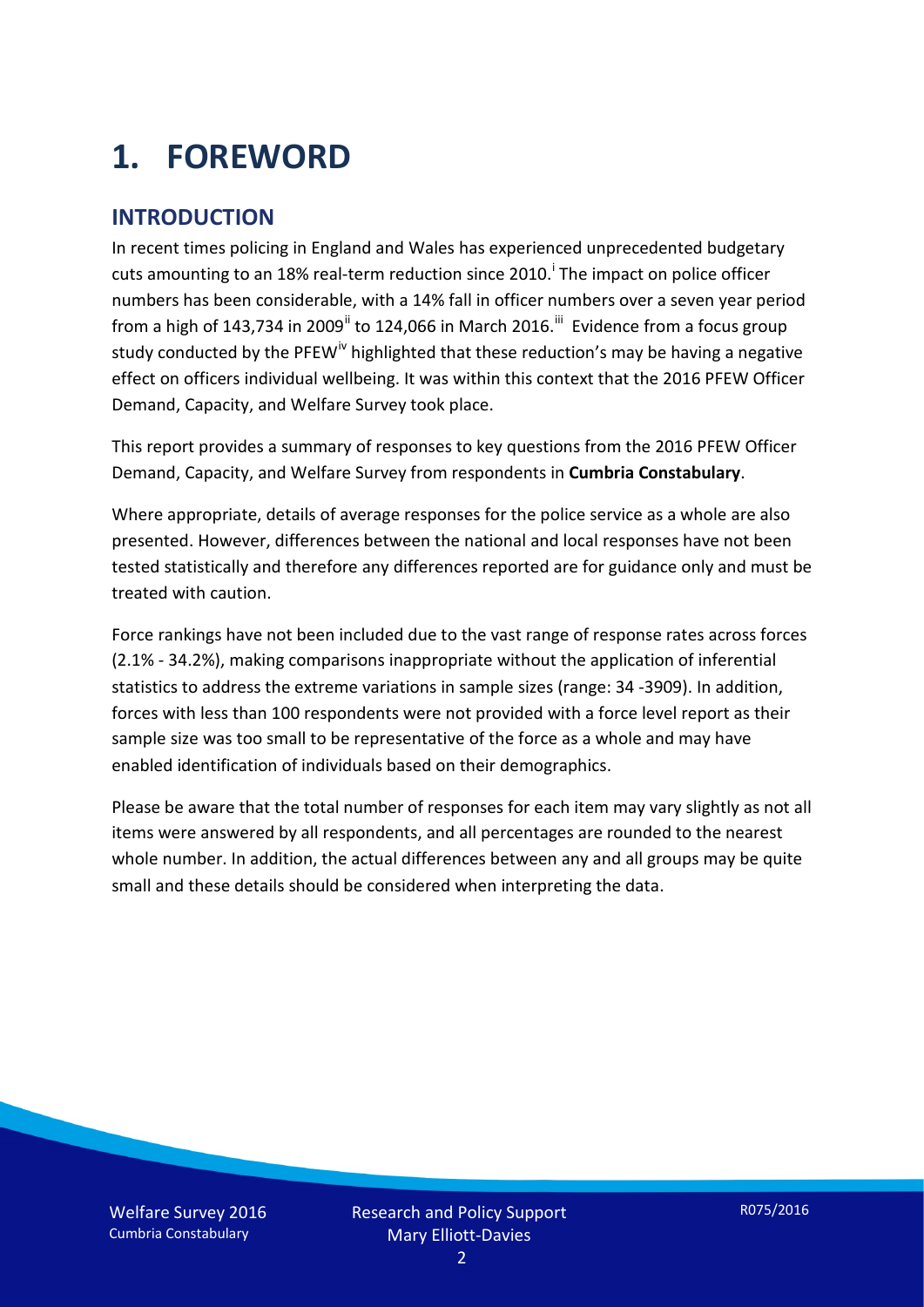# 1. FOREWORD

## INTRODUCTION

In recent times policing in England and Wales has experienced unprecedented budgetary cuts amounting to an 18% real-term reduction since 2010.[i] The impact on police officer numbers has been considerable, with a 14% fall in officer numbers over a seven year period from a high of 143,734 in 2009[ii] to 124,066 in March 2016.[iii] Evidence from a focus group study conducted by the PFEW[iv] highlighted that these reduction's may be having a negative effect on officers individual wellbeing. It was within this context that the 2016 PFEW Officer Demand, Capacity, and Welfare Survey took place.

This report provides a summary of responses to key questions from the 2016 PFEW Officer Demand, Capacity, and Welfare Survey from respondents in **Cumbria Constabulary**.

Where appropriate, details of average responses for the police service as a whole are also presented. However, differences between the national and local responses have not been tested statistically and therefore any differences reported are for guidance only and must be treated with caution.

Force rankings have not been included due to the vast range of response rates across forces (2.1% - 34.2%), making comparisons inappropriate without the application of inferential statistics to address the extreme variations in sample sizes (range: 34 -3909). In addition, forces with less than 100 respondents were not provided with a force level report as their sample size was too small to be representative of the force as a whole and may have enabled identification of individuals based on their demographics.

Please be aware that the total number of responses for each item may vary slightly as not all items were answered by all respondents, and all percentages are rounded to the nearest whole number. In addition, the actual differences between any and all groups may be quite small and these details should be considered when interpreting the data.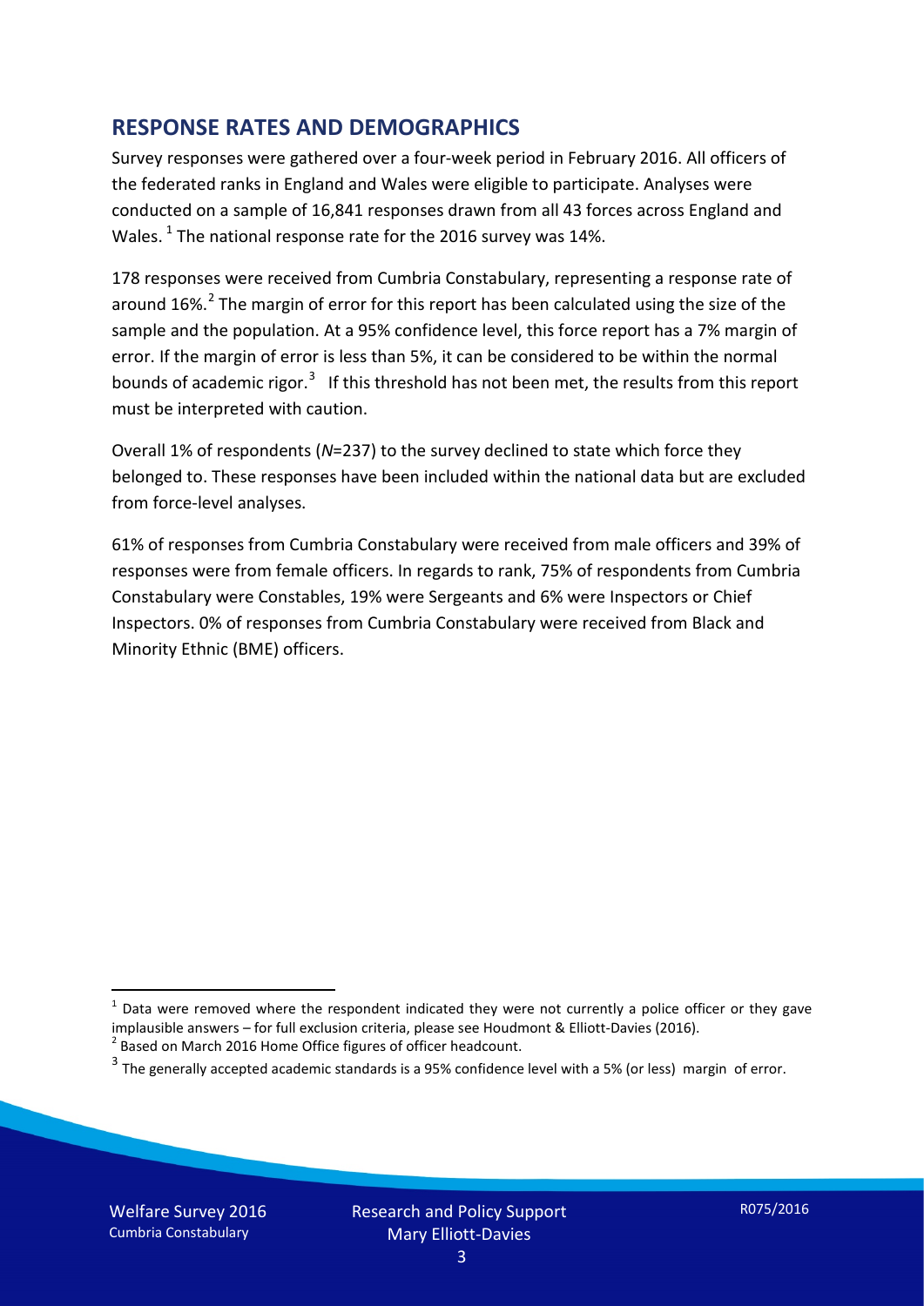## RESPONSE RATES AND DEMOGRAPHICS

Survey responses were gathered over a four-week period in February 2016. All officers of the federated ranks in England and Wales were eligible to participate. Analyses were conducted on a sample of 16,841 responses drawn from all 43 forces across England and Wales. [1] The national response rate for the 2016 survey was 14%.

178 responses were received from Cumbria Constabulary, representing a response rate of around 16%.[2] The margin of error for this report has been calculated using the size of the sample and the population. At a 95% confidence level, this force report has a 7% margin of error. If the margin of error is less than 5%, it can be considered to be within the normal bounds of academic rigor.[3] If this threshold has not been met, the results from this report must be interpreted with caution.

Overall 1% of respondents (*N*=237) to the survey declined to state which force they belonged to. These responses have been included within the national data but are excluded from force-level analyses.

61% of responses from Cumbria Constabulary were received from male officers and 39% of responses were from female officers. In regards to rank, 75% of respondents from Cumbria Constabulary were Constables, 19% were Sergeants and 6% were Inspectors or Chief Inspectors. 0% of responses from Cumbria Constabulary were received from Black and Minority Ethnic (BME) officers.

[1] Data were removed where the respondent indicated they were not currently a police officer or they gave implausible answers – for full exclusion criteria, please see Houdmont & Elliott-Davies (2016).

[2] Based on March 2016 Home Office figures of officer headcount.

[3] The generally accepted academic standards is a 95% confidence level with a 5% (or less) margin of error.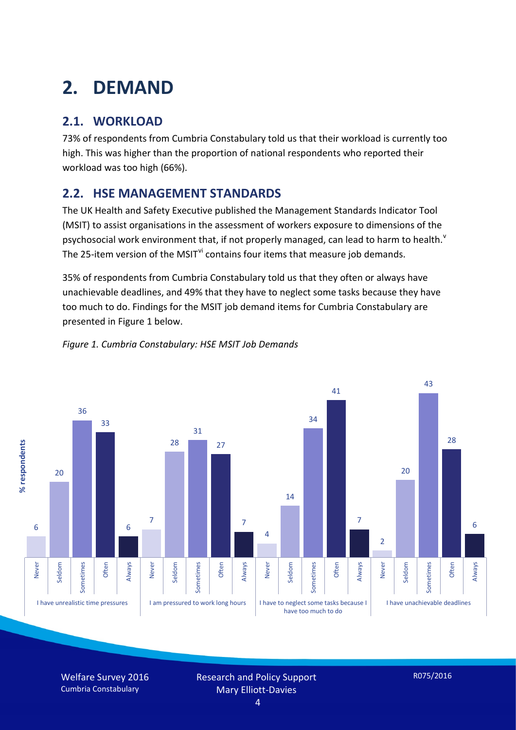# 2. DEMAND

## 2.1. WORKLOAD

73% of respondents from Cumbria Constabulary told us that their workload is currently too high. This was higher than the proportion of national respondents who reported their workload was too high (66%).

## 2.2. HSE MANAGEMENT STANDARDS

The UK Health and Safety Executive published the Management Standards Indicator Tool (MSIT) to assist organisations in the assessment of workers exposure to dimensions of the psychosocial work environment that, if not properly managed, can lead to harm to health.[v] The 25-item version of the MSIT[vi] contains four items that measure job demands.

35% of respondents from Cumbria Constabulary told us that they often or always have unachievable deadlines, and 49% that they have to neglect some tasks because they have too much to do. Findings for the MSIT job demand items for Cumbria Constabulary are presented in Figure 1 below.

*Figure 1. Cumbria Constabulary: HSE MSIT Job Demands*

| % respondents | Never | Seldom | Sometimes | Often | Always |
|---|---|---|---|---|---|
| I have unrealistic time pressures | 6 | 20 | 36 | 33 | 6 |
| I am pressured to work long hours | 7 | 28 | 31 | 27 | 7 |
| I have to neglect some tasks because I have too much to do | 4 | 14 | 34 | 41 | 7 |
| I have unachievable deadlines | 2 | 20 | 43 | 28 | 6 |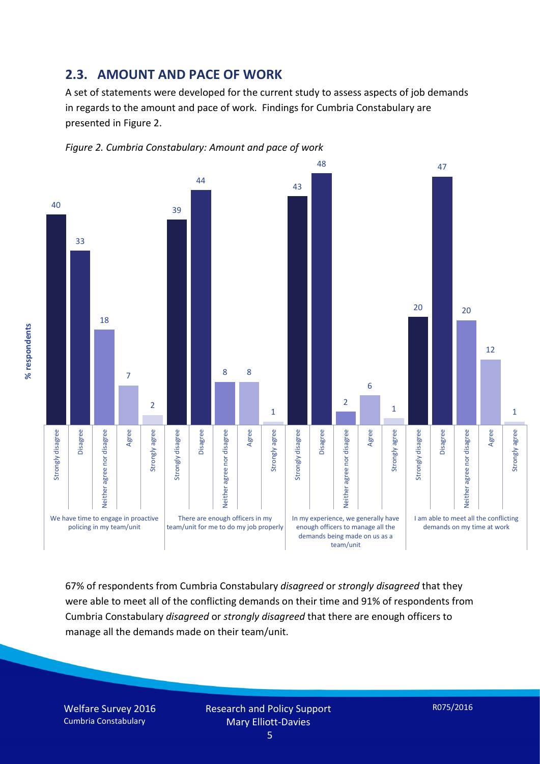## 2.3. AMOUNT AND PACE OF WORK

A set of statements were developed for the current study to assess aspects of job demands in regards to the amount and pace of work. Findings for Cumbria Constabulary are presented in Figure 2.

*Figure 2. Cumbria Constabulary: Amount and pace of work*

| % respondents | Strongly disagree | Disagree | Neither agree nor disagree | Agree | Strongly agree |
|---|---|---|---|---|---|
| We have time to engage in proactive policing in my team/unit | 40 | 33 | 18 | 7 | 2 |
| There are enough officers in my team/unit for me to do my job properly | 39 | 44 | 8 | 8 | 1 |
| In my experience, we generally have enough officers to manage all the demands being made on us as a team/unit | 43 | 48 | 2 | 6 | 1 |
| I am able to meet all the conflicting demands on my time at work | 20 | 47 | 20 | 12 | 1 |

67% of respondents from Cumbria Constabulary *disagreed* or *strongly disagreed* that they were able to meet all of the conflicting demands on their time and 91% of respondents from Cumbria Constabulary *disagreed* or *strongly disagreed* that there are enough officers to manage all the demands made on their team/unit.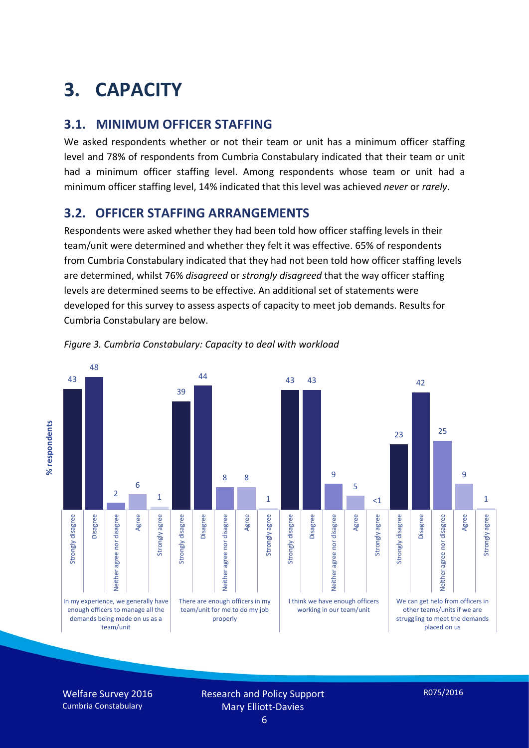# 3. CAPACITY

## 3.1. MINIMUM OFFICER STAFFING

We asked respondents whether or not their team or unit has a minimum officer staffing level and 78% of respondents from Cumbria Constabulary indicated that their team or unit had a minimum officer staffing level. Among respondents whose team or unit had a minimum officer staffing level, 14% indicated that this level was achieved *never* or *rarely*.

## 3.2. OFFICER STAFFING ARRANGEMENTS

Respondents were asked whether they had been told how officer staffing levels in their team/unit were determined and whether they felt it was effective. 65% of respondents from Cumbria Constabulary indicated that they had not been told how officer staffing levels are determined, whilst 76% *disagreed* or *strongly disagreed* that the way officer staffing levels are determined seems to be effective. An additional set of statements were developed for this survey to assess aspects of capacity to meet job demands. Results for Cumbria Constabulary are below.

*Figure 3. Cumbria Constabulary: Capacity to deal with workload*

| % respondents | Strongly disagree | Disagree | Neither agree nor disagree | Agree | Strongly agree |
|---|---|---|---|---|---|
| In my experience, we generally have enough officers to manage all the demands being made on us as a team/unit | 43 | 48 | 2 | 6 | 1 |
| There are enough officers in my team/unit for me to do my job properly | 39 | 44 | 8 | 8 | 1 |
| I think we have enough officers working in our team/unit | 43 | 43 | 9 | 5 | <1 |
| We can get help from officers in other teams/units if we are struggling to meet the demands placed on us | 23 | 42 | 25 | 9 | 1 |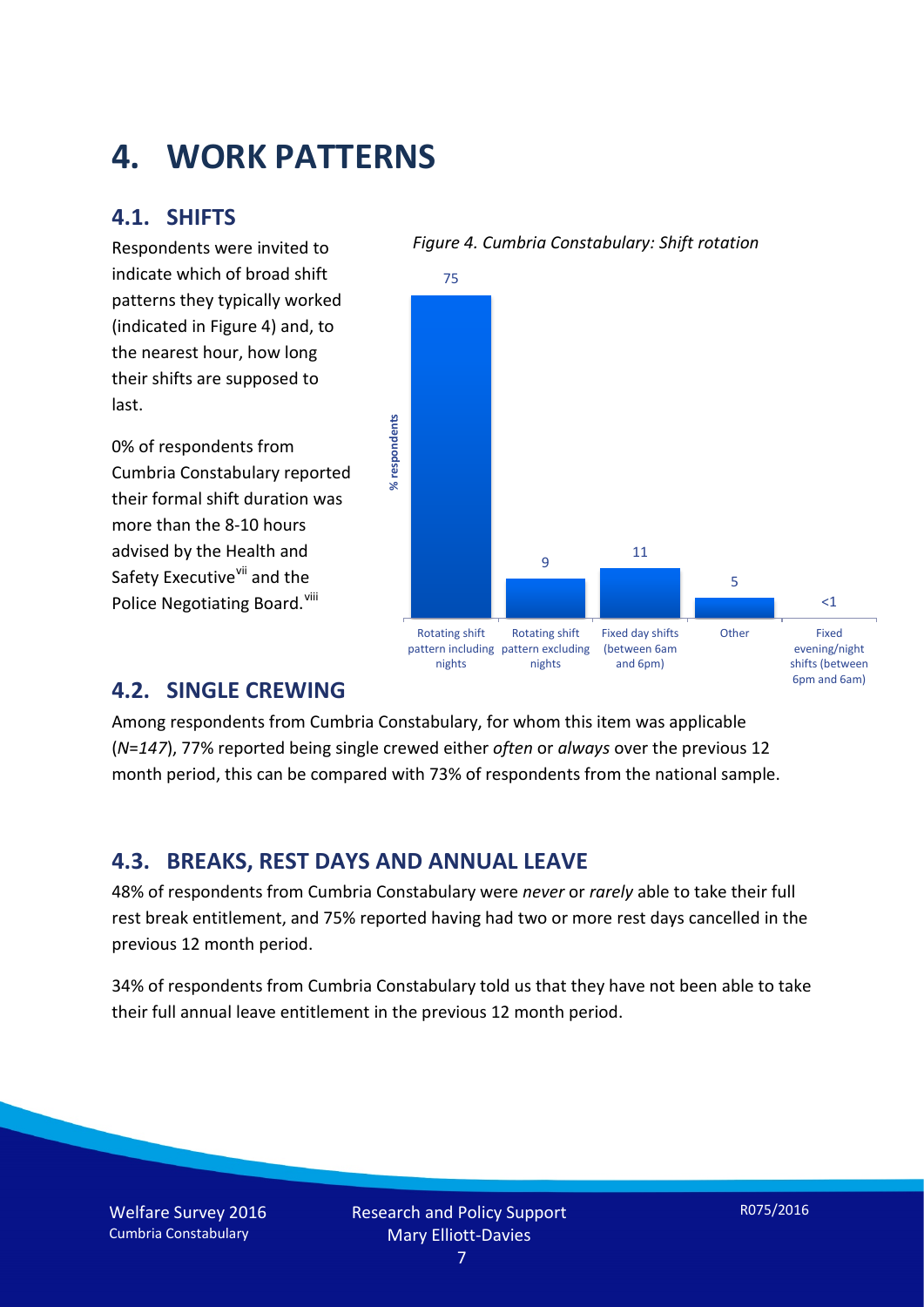# 4. WORK PATTERNS

## 4.1. SHIFTS

Respondents were invited to indicate which of broad shift patterns they typically worked (indicated in Figure 4) and, to the nearest hour, how long their shifts are supposed to last.

0% of respondents from Cumbria Constabulary reported their formal shift duration was more than the 8-10 hours advised by the Health and Safety Executive[vii] and the Police Negotiating Board.[viii]

*Figure 4. Cumbria Constabulary: Shift rotation*

| Shift pattern | % respondents |
|---|---|
| Rotating shift pattern including nights | 75 |
| Rotating shift pattern excluding nights | 9 |
| Fixed day shifts (between 6am and 6pm) | 11 |
| Other | 5 |
| Fixed evening/night shifts (between 6pm and 6am) | <1 |

## 4.2. SINGLE CREWING

Among respondents from Cumbria Constabulary, for whom this item was applicable (*N=147*), 77% reported being single crewed either *often* or *always* over the previous 12 month period, this can be compared with 73% of respondents from the national sample.

## 4.3. BREAKS, REST DAYS AND ANNUAL LEAVE

48% of respondents from Cumbria Constabulary were *never* or *rarely* able to take their full rest break entitlement, and 75% reported having had two or more rest days cancelled in the previous 12 month period.

34% of respondents from Cumbria Constabulary told us that they have not been able to take their full annual leave entitlement in the previous 12 month period.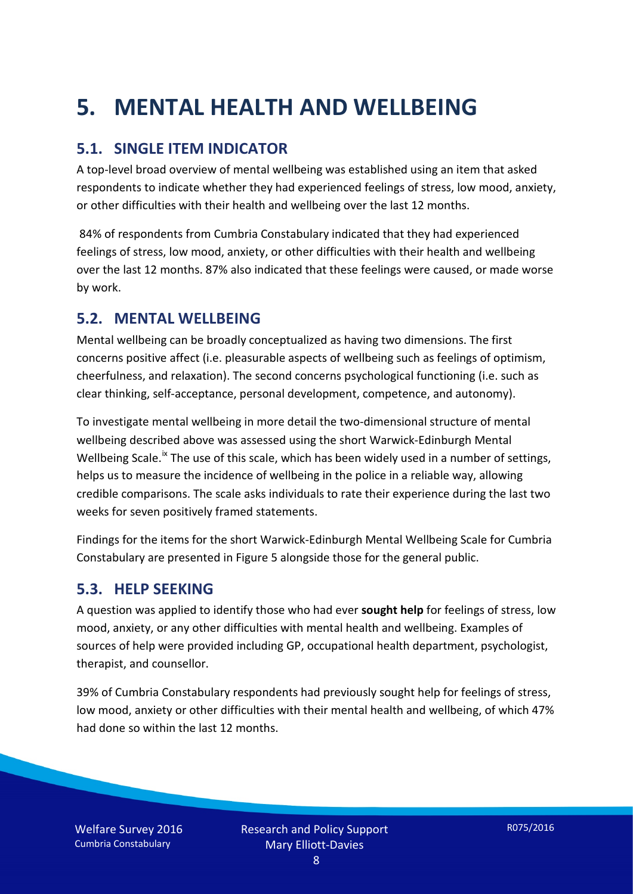# 5. MENTAL HEALTH AND WELLBEING

## 5.1. SINGLE ITEM INDICATOR

A top-level broad overview of mental wellbeing was established using an item that asked respondents to indicate whether they had experienced feelings of stress, low mood, anxiety, or other difficulties with their health and wellbeing over the last 12 months.

84% of respondents from Cumbria Constabulary indicated that they had experienced feelings of stress, low mood, anxiety, or other difficulties with their health and wellbeing over the last 12 months. 87% also indicated that these feelings were caused, or made worse by work.

## 5.2. MENTAL WELLBEING

Mental wellbeing can be broadly conceptualized as having two dimensions. The first concerns positive affect (i.e. pleasurable aspects of wellbeing such as feelings of optimism, cheerfulness, and relaxation). The second concerns psychological functioning (i.e. such as clear thinking, self-acceptance, personal development, competence, and autonomy).

To investigate mental wellbeing in more detail the two-dimensional structure of mental wellbeing described above was assessed using the short Warwick-Edinburgh Mental Wellbeing Scale.[ix] The use of this scale, which has been widely used in a number of settings, helps us to measure the incidence of wellbeing in the police in a reliable way, allowing credible comparisons. The scale asks individuals to rate their experience during the last two weeks for seven positively framed statements.

Findings for the items for the short Warwick-Edinburgh Mental Wellbeing Scale for Cumbria Constabulary are presented in Figure 5 alongside those for the general public.

## 5.3. HELP SEEKING

A question was applied to identify those who had ever **sought help** for feelings of stress, low mood, anxiety, or any other difficulties with mental health and wellbeing. Examples of sources of help were provided including GP, occupational health department, psychologist, therapist, and counsellor.

39% of Cumbria Constabulary respondents had previously sought help for feelings of stress, low mood, anxiety or other difficulties with their mental health and wellbeing, of which 47% had done so within the last 12 months.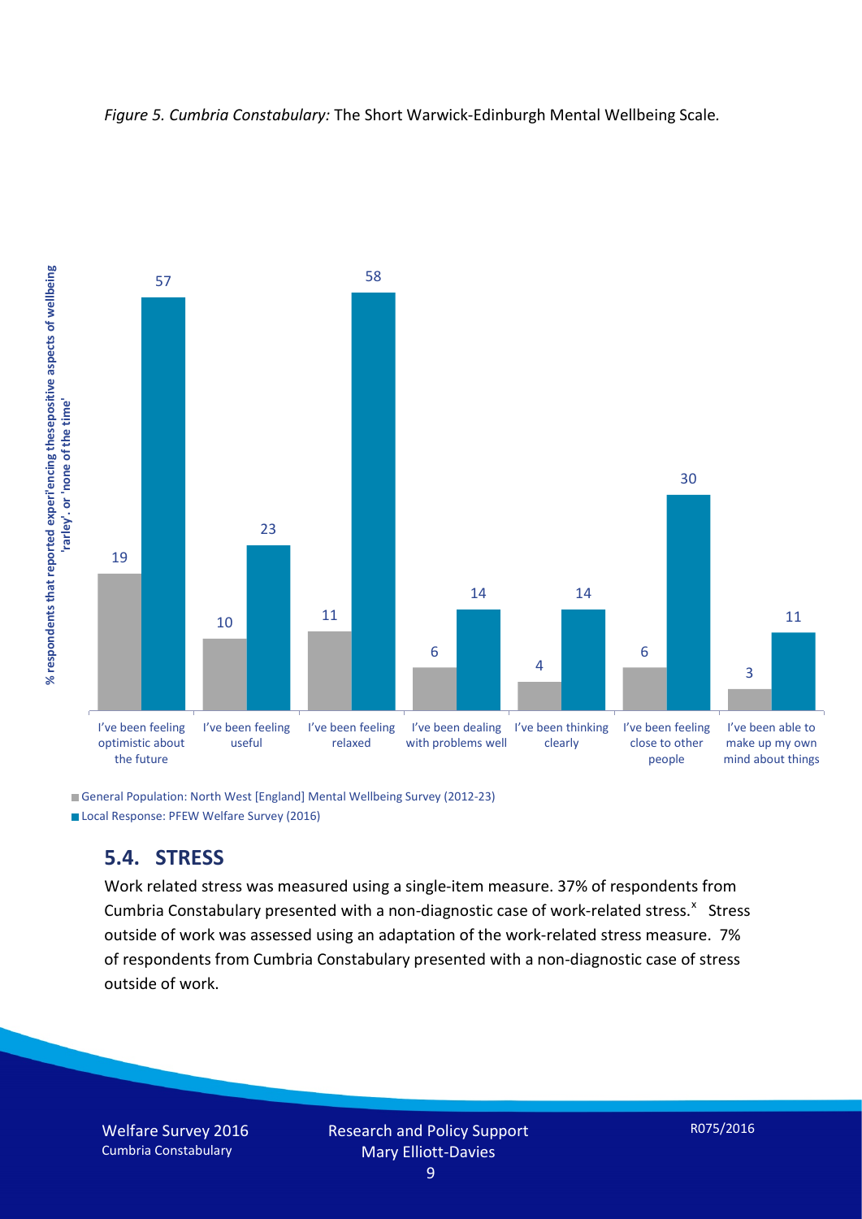*Figure 5. Cumbria Constabulary:* The Short Warwick-Edinburgh Mental Wellbeing Scale.

% respondents that reported experiencing these positive aspects of wellbeing 'rarley', or 'none of the time'

| | General Population: North West [England] Mental Wellbeing Survey (2012-23) | Local Response: PFEW Welfare Survey (2016) |
|---|---|---|
| I've been feeling optimistic about the future | 19 | 57 |
| I've been feeling useful | 10 | 23 |
| I've been feeling relaxed | 11 | 58 |
| I've been dealing with problems well | 6 | 14 |
| I've been thinking clearly | 4 | 14 |
| I've been feeling close to other people | 6 | 30 |
| I've been able to make up my own mind about things | 3 | 11 |

## 5.4. STRESS

Work related stress was measured using a single-item measure. 37% of respondents from Cumbria Constabulary presented with a non-diagnostic case of work-related stress.[x] Stress outside of work was assessed using an adaptation of the work-related stress measure. 7% of respondents from Cumbria Constabulary presented with a non-diagnostic case of stress outside of work.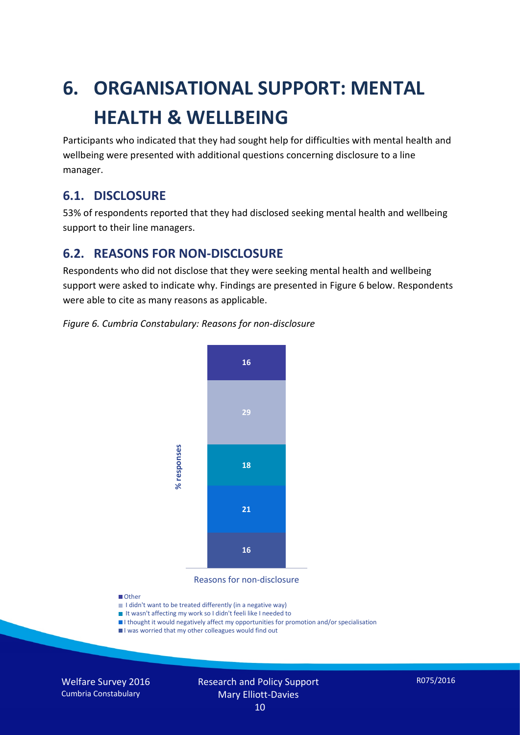# 6. ORGANISATIONAL SUPPORT: MENTAL HEALTH & WELLBEING

Participants who indicated that they had sought help for difficulties with mental health and wellbeing were presented with additional questions concerning disclosure to a line manager.

## 6.1. DISCLOSURE

53% of respondents reported that they had disclosed seeking mental health and wellbeing support to their line managers.

## 6.2. REASONS FOR NON-DISCLOSURE

Respondents who did not disclose that they were seeking mental health and wellbeing support were asked to indicate why. Findings are presented in Figure 6 below. Respondents were able to cite as many reasons as applicable.

*Figure 6. Cumbria Constabulary: Reasons for non-disclosure*

| Reasons for non-disclosure | % responses |
|---|---|
| Other | 16 |
| I didn't want to be treated differently (in a negative way) | 29 |
| It wasn't affecting my work so I didn't feeli like I needed to | 18 |
| I thought it would negatively affect my opportunities for promotion and/or specialisation | 21 |
| I was worried that my other colleagues would find out | 16 |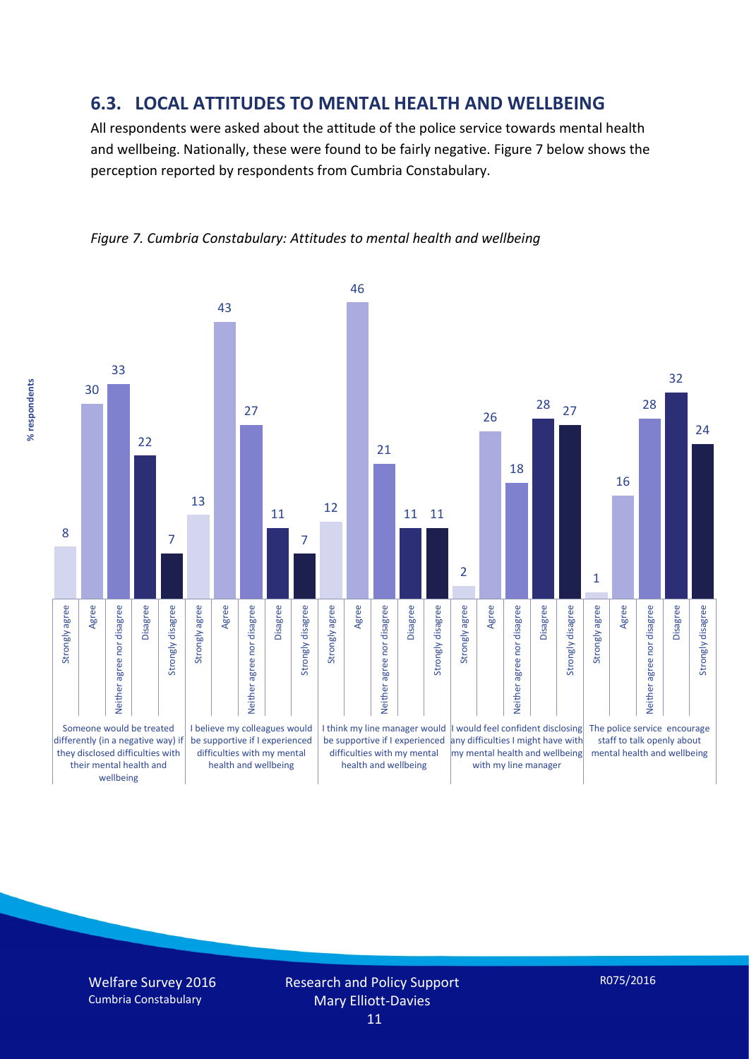## 6.3. LOCAL ATTITUDES TO MENTAL HEALTH AND WELLBEING

All respondents were asked about the attitude of the police service towards mental health and wellbeing. Nationally, these were found to be fairly negative. Figure 7 below shows the perception reported by respondents from Cumbria Constabulary.

*Figure 7. Cumbria Constabulary: Attitudes to mental health and wellbeing*

| Statement (% respondents) | Strongly agree | Agree | Neither agree nor disagree | Disagree | Strongly disagree |
|---|---|---|---|---|---|
| Someone would be treated differently (in a negative way) if they disclosed difficulties with their mental health and wellbeing | 8 | 30 | 33 | 22 | 7 |
| I believe my colleagues would be supportive if I experienced difficulties with my mental health and wellbeing | 13 | 43 | 27 | 11 | 7 |
| I think my line manager would be supportive if I experienced difficulties with my mental health and wellbeing | 12 | 46 | 21 | 11 | 11 |
| I would feel confident disclosing any difficulties I might have with my mental health and wellbeing with my line manager | 2 | 26 | 18 | 28 | 27 |
| The police service encourage staff to talk openly about mental health and wellbeing | 1 | 16 | 28 | 32 | 24 |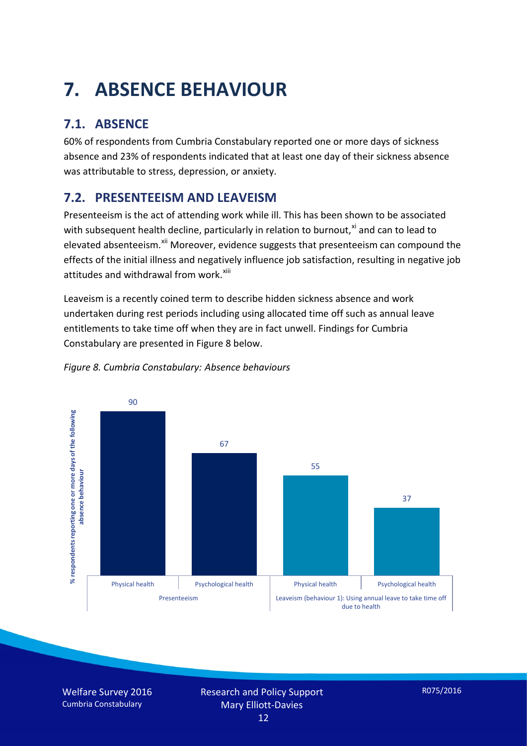# 7. ABSENCE BEHAVIOUR

## 7.1. ABSENCE

60% of respondents from Cumbria Constabulary reported one or more days of sickness absence and 23% of respondents indicated that at least one day of their sickness absence was attributable to stress, depression, or anxiety.

## 7.2. PRESENTEEISM AND LEAVEISM

Presenteeism is the act of attending work while ill. This has been shown to be associated with subsequent health decline, particularly in relation to burnout,[xi] and can to lead to elevated absenteeism.[xii] Moreover, evidence suggests that presenteeism can compound the effects of the initial illness and negatively influence job satisfaction, resulting in negative job attitudes and withdrawal from work.[xiii]

Leaveism is a recently coined term to describe hidden sickness absence and work undertaken during rest periods including using allocated time off such as annual leave entitlements to take time off when they are in fact unwell. Findings for Cumbria Constabulary are presented in Figure 8 below.

*Figure 8. Cumbria Constabulary: Absence behaviours*

| Absence behaviour | Type | % respondents reporting one or more days of the following absence behaviour |
|---|---|---|
| Presenteeism | Physical health | 90 |
| Presenteeism | Psychological health | 67 |
| Leaveism (behaviour 1): Using annual leave to take time off due to health | Physical health | 55 |
| Leaveism (behaviour 1): Using annual leave to take time off due to health | Psychological health | 37 |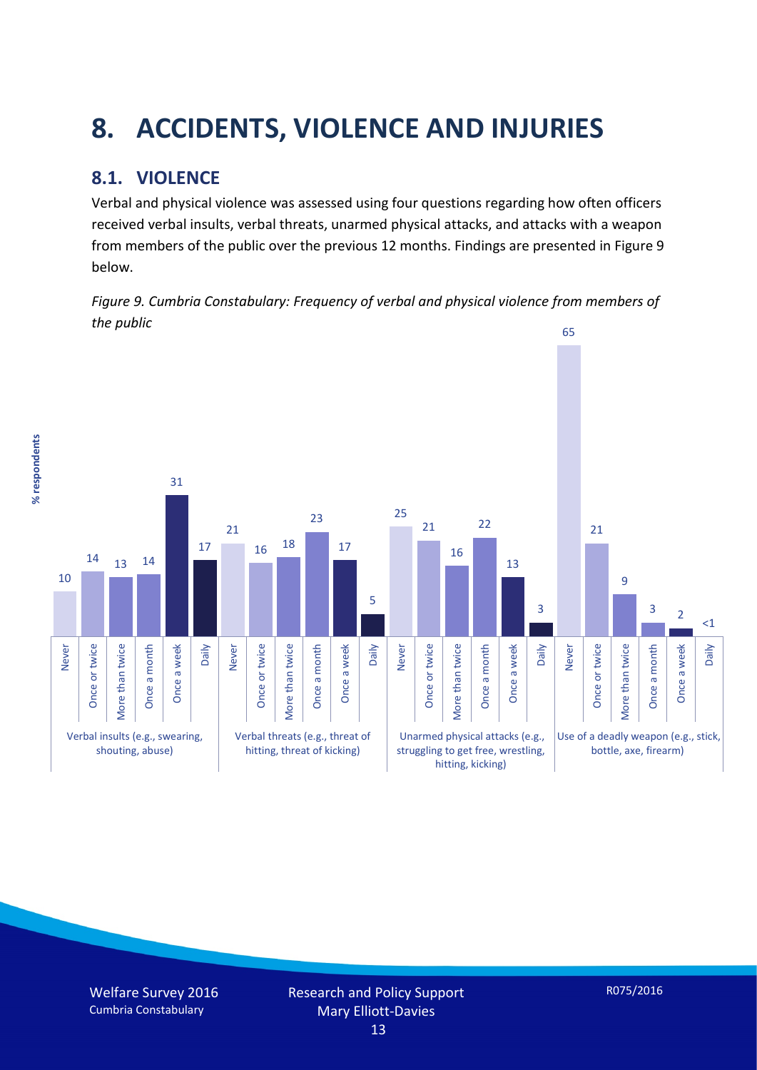# 8. ACCIDENTS, VIOLENCE AND INJURIES

## 8.1. VIOLENCE

Verbal and physical violence was assessed using four questions regarding how often officers received verbal insults, verbal threats, unarmed physical attacks, and attacks with a weapon from members of the public over the previous 12 months. Findings are presented in Figure 9 below.

*Figure 9. Cumbria Constabulary: Frequency of verbal and physical violence from members of the public*

| % respondents | Never | Once or twice | More than twice | Once a month | Once a week | Daily |
|---|---|---|---|---|---|---|
| Verbal insults (e.g., swearing, shouting, abuse) | 10 | 14 | 13 | 14 | 31 | 17 |
| Verbal threats (e.g., threat of hitting, threat of kicking) | 21 | 16 | 18 | 23 | 17 | 5 |
| Unarmed physical attacks (e.g., struggling to get free, wrestling, hitting, kicking) | 25 | 21 | 16 | 22 | 13 | 3 |
| Use of a deadly weapon (e.g., stick, bottle, axe, firearm) | 65 | 21 | 9 | 3 | 2 | <1 |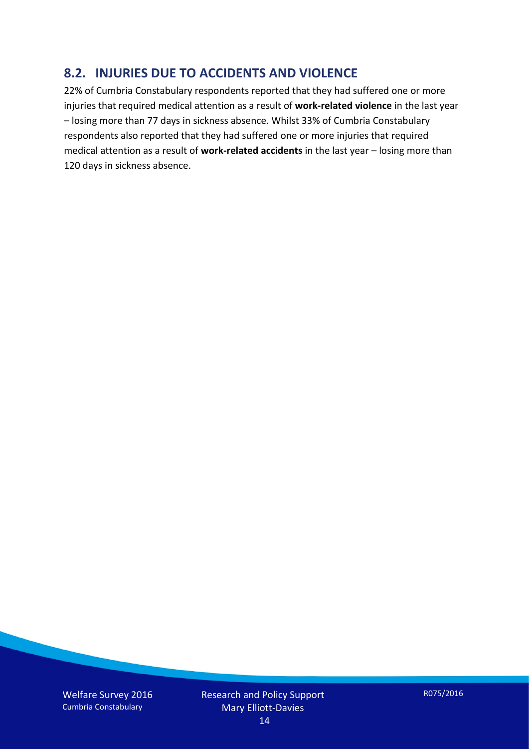## 8.2. INJURIES DUE TO ACCIDENTS AND VIOLENCE

22% of Cumbria Constabulary respondents reported that they had suffered one or more injuries that required medical attention as a result of **work-related violence** in the last year – losing more than 77 days in sickness absence. Whilst 33% of Cumbria Constabulary respondents also reported that they had suffered one or more injuries that required medical attention as a result of **work-related accidents** in the last year – losing more than 120 days in sickness absence.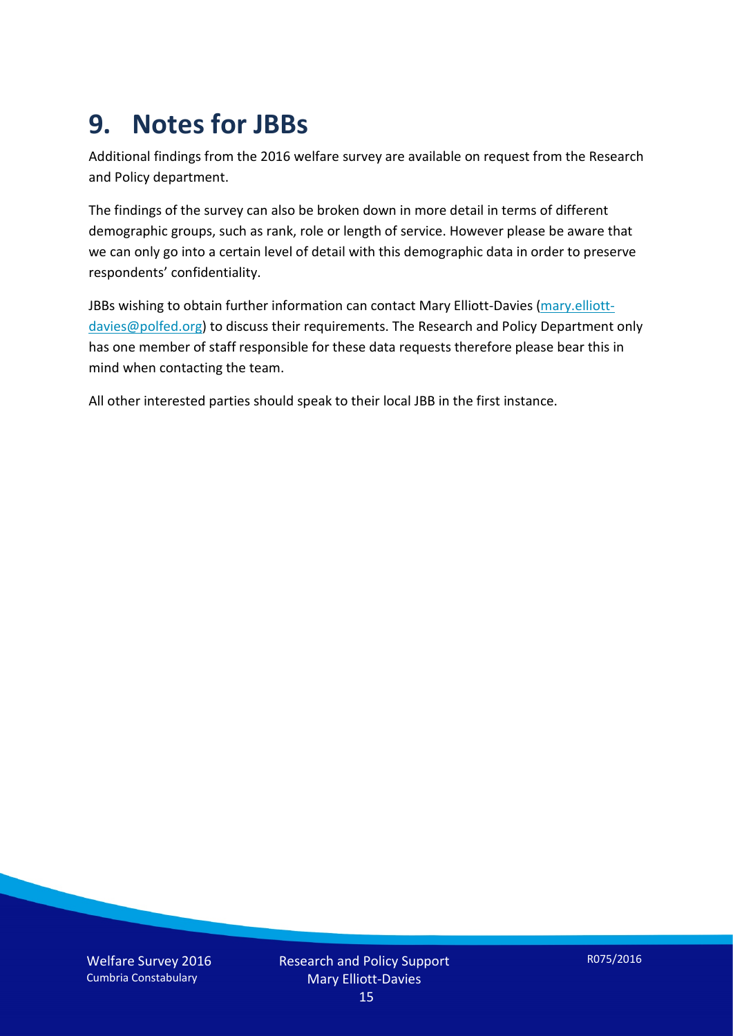# 9. Notes for JBBs

Additional findings from the 2016 welfare survey are available on request from the Research and Policy department.

The findings of the survey can also be broken down in more detail in terms of different demographic groups, such as rank, role or length of service. However please be aware that we can only go into a certain level of detail with this demographic data in order to preserve respondents' confidentiality.

JBBs wishing to obtain further information can contact Mary Elliott-Davies (mary.elliott-davies@polfed.org) to discuss their requirements. The Research and Policy Department only has one member of staff responsible for these data requests therefore please bear this in mind when contacting the team.

All other interested parties should speak to their local JBB in the first instance.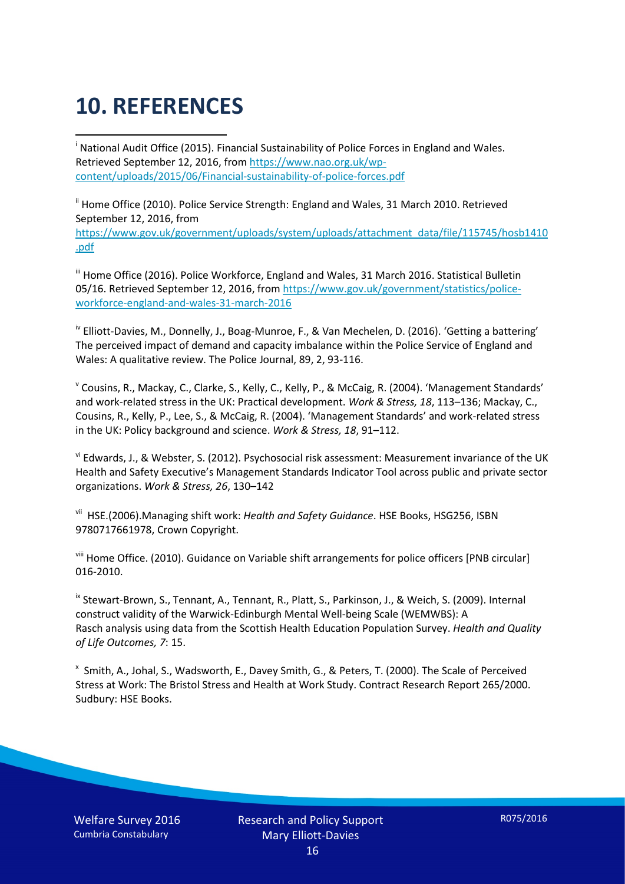# 10. REFERENCES

[i] National Audit Office (2015). Financial Sustainability of Police Forces in England and Wales. Retrieved September 12, 2016, from https://www.nao.org.uk/wp-content/uploads/2015/06/Financial-sustainability-of-police-forces.pdf

[ii] Home Office (2010). Police Service Strength: England and Wales, 31 March 2010. Retrieved September 12, 2016, from https://www.gov.uk/government/uploads/system/uploads/attachment_data/file/115745/hosb1410.pdf

[iii] Home Office (2016). Police Workforce, England and Wales, 31 March 2016. Statistical Bulletin 05/16. Retrieved September 12, 2016, from https://www.gov.uk/government/statistics/police-workforce-england-and-wales-31-march-2016

[iv] Elliott-Davies, M., Donnelly, J., Boag-Munroe, F., & Van Mechelen, D. (2016). 'Getting a battering' The perceived impact of demand and capacity imbalance within the Police Service of England and Wales: A qualitative review. The Police Journal, 89, 2, 93-116.

[v] Cousins, R., Mackay, C., Clarke, S., Kelly, C., Kelly, P., & McCaig, R. (2004). 'Management Standards' and work-related stress in the UK: Practical development. *Work & Stress, 18*, 113–136; Mackay, C., Cousins, R., Kelly, P., Lee, S., & McCaig, R. (2004). 'Management Standards' and work-related stress in the UK: Policy background and science. *Work & Stress, 18*, 91–112.

[vi] Edwards, J., & Webster, S. (2012). Psychosocial risk assessment: Measurement invariance of the UK Health and Safety Executive's Management Standards Indicator Tool across public and private sector organizations. *Work & Stress, 26*, 130–142

[vii] HSE.(2006).Managing shift work: *Health and Safety Guidance*. HSE Books, HSG256, ISBN 9780717661978, Crown Copyright.

[viii] Home Office. (2010). Guidance on Variable shift arrangements for police officers [PNB circular] 016-2010.

[ix] Stewart-Brown, S., Tennant, A., Tennant, R., Platt, S., Parkinson, J., & Weich, S. (2009). Internal construct validity of the Warwick-Edinburgh Mental Well-being Scale (WEMWBS): A Rasch analysis using data from the Scottish Health Education Population Survey. *Health and Quality of Life Outcomes, 7*: 15.

[x] Smith, A., Johal, S., Wadsworth, E., Davey Smith, G., & Peters, T. (2000). The Scale of Perceived Stress at Work: The Bristol Stress and Health at Work Study. Contract Research Report 265/2000. Sudbury: HSE Books.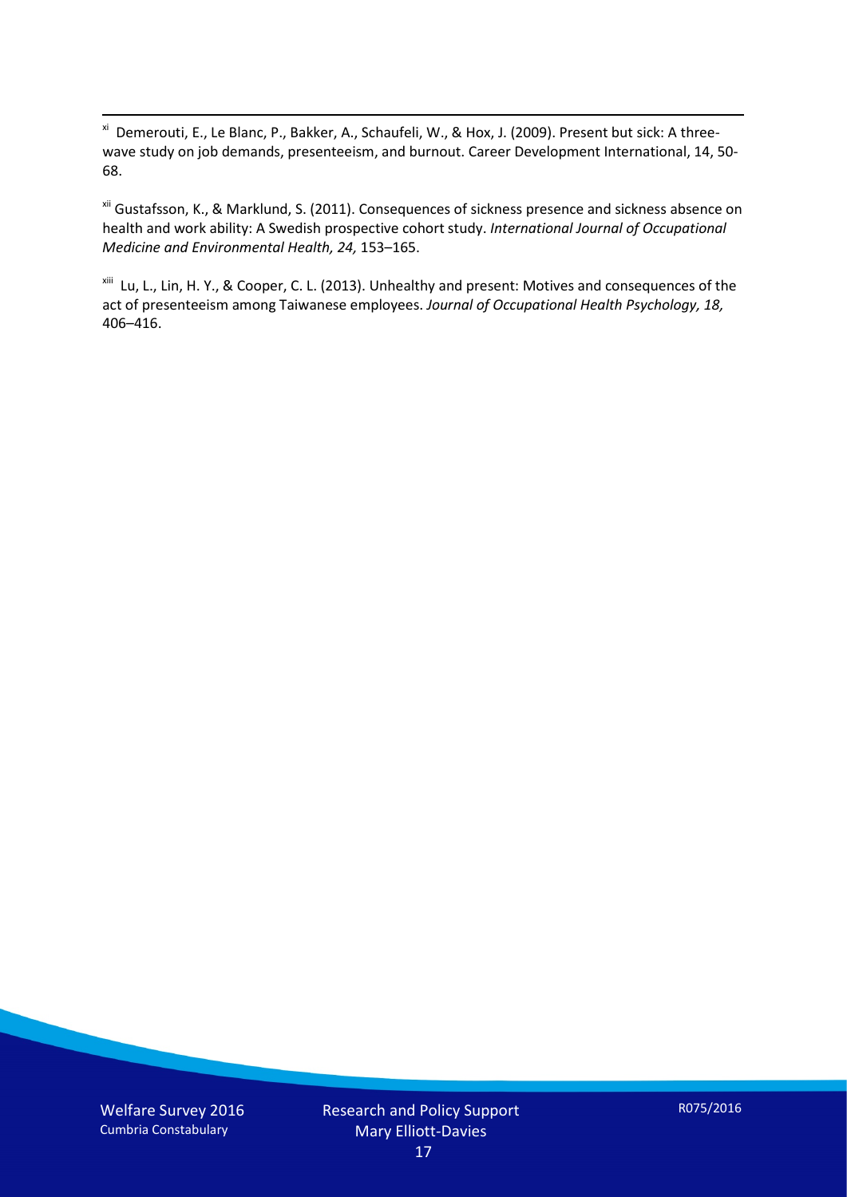[xi] Demerouti, E., Le Blanc, P., Bakker, A., Schaufeli, W., & Hox, J. (2009). Present but sick: A three-wave study on job demands, presenteeism, and burnout. Career Development International, 14, 50-68.

[xii] Gustafsson, K., & Marklund, S. (2011). Consequences of sickness presence and sickness absence on health and work ability: A Swedish prospective cohort study. *International Journal of Occupational Medicine and Environmental Health, 24,* 153–165.

[xiii] Lu, L., Lin, H. Y., & Cooper, C. L. (2013). Unhealthy and present: Motives and consequences of the act of presenteeism among Taiwanese employees. *Journal of Occupational Health Psychology, 18,* 406–416.